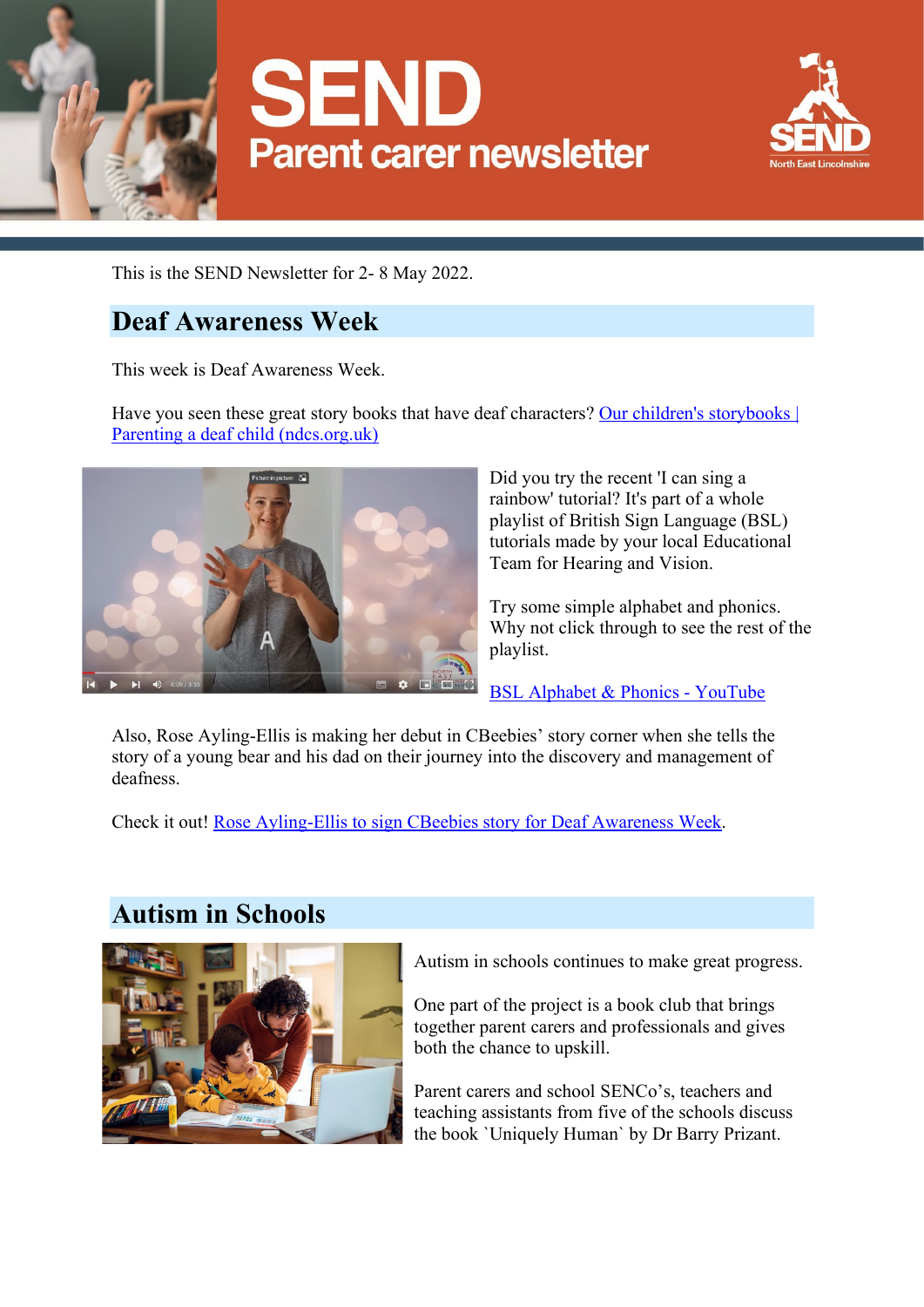# SEND Parent carer newsletter

This is the SEND Newsletter for 2- 8 May 2022.

## Deaf Awareness Week

This week is Deaf Awareness Week.

Have you seen these great story books that have deaf characters? [Our children's storybooks | Parenting a deaf child (ndcs.org.uk)]()

Did you try the recent 'I can sing a rainbow' tutorial? It's part of a whole playlist of British Sign Language (BSL) tutorials made by your local Educational Team for Hearing and Vision.

Try some simple alphabet and phonics. Why not click through to see the rest of the playlist.

[BSL Alphabet & Phonics - YouTube]()

Also, Rose Ayling-Ellis is making her debut in CBeebies' story corner when she tells the story of a young bear and his dad on their journey into the discovery and management of deafness.

Check it out! [Rose Ayling-Ellis to sign CBeebies story for Deaf Awareness Week]().

## Autism in Schools

Autism in schools continues to make great progress.

One part of the project is a book club that brings together parent carers and professionals and gives both the chance to upskill.

Parent carers and school SENCo's, teachers and teaching assistants from five of the schools discuss the book `Uniquely Human` by Dr Barry Prizant.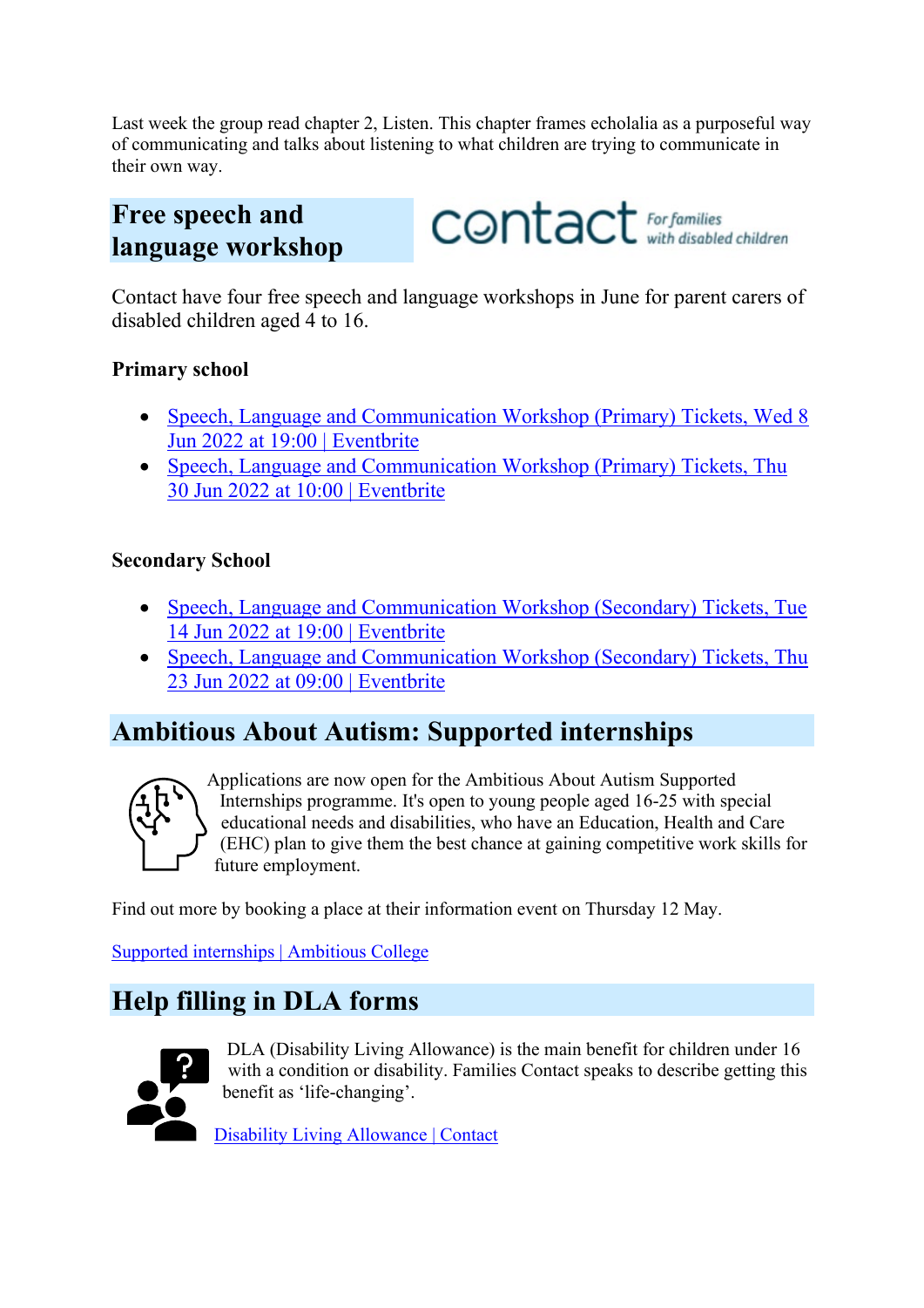Last week the group read chapter 2, Listen. This chapter frames echolalia as a purposeful way of communicating and talks about listening to what children are trying to communicate in their own way.

## Free speech and language workshop

Contact have four free speech and language workshops in June for parent carers of disabled children aged 4 to 16.

**Primary school**

- Speech, Language and Communication Workshop (Primary) Tickets, Wed 8 Jun 2022 at 19:00 | Eventbrite
- Speech, Language and Communication Workshop (Primary) Tickets, Thu 30 Jun 2022 at 10:00 | Eventbrite

**Secondary School**

- Speech, Language and Communication Workshop (Secondary) Tickets, Tue 14 Jun 2022 at 19:00 | Eventbrite
- Speech, Language and Communication Workshop (Secondary) Tickets, Thu 23 Jun 2022 at 09:00 | Eventbrite

## Ambitious About Autism: Supported internships

Applications are now open for the Ambitious About Autism Supported Internships programme. It's open to young people aged 16-25 with special educational needs and disabilities, who have an Education, Health and Care (EHC) plan to give them the best chance at gaining competitive work skills for future employment.

Find out more by booking a place at their information event on Thursday 12 May.

Supported internships | Ambitious College

## Help filling in DLA forms

DLA (Disability Living Allowance) is the main benefit for children under 16 with a condition or disability. Families Contact speaks to describe getting this benefit as 'life-changing'.

Disability Living Allowance | Contact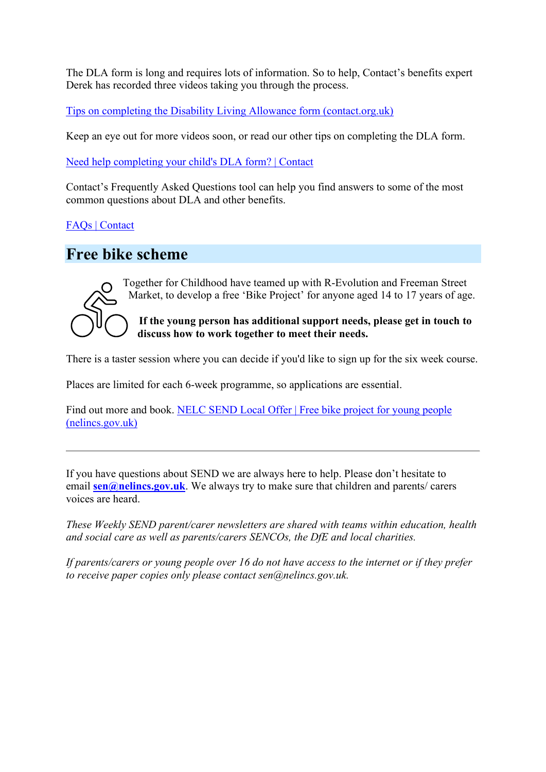The DLA form is long and requires lots of information. So to help, Contact's benefits expert Derek has recorded three videos taking you through the process.

[Tips on completing the Disability Living Allowance form (contact.org.uk)]

Keep an eye out for more videos soon, or read our other tips on completing the DLA form.

[Need help completing your child's DLA form? | Contact]

Contact's Frequently Asked Questions tool can help you find answers to some of the most common questions about DLA and other benefits.

[FAQs | Contact]

## Free bike scheme

Together for Childhood have teamed up with R-Evolution and Freeman Street Market, to develop a free 'Bike Project' for anyone aged 14 to 17 years of age.

**If the young person has additional support needs, please get in touch to discuss how to work together to meet their needs.**

There is a taster session where you can decide if you'd like to sign up for the six week course.

Places are limited for each 6-week programme, so applications are essential.

Find out more and book. [NELC SEND Local Offer | Free bike project for young people (nelincs.gov.uk)]

---

If you have questions about SEND we are always here to help. Please don't hesitate to email **sen@nelincs.gov.uk**. We always try to make sure that children and parents/ carers voices are heard.

*These Weekly SEND parent/carer newsletters are shared with teams within education, health and social care as well as parents/carers SENCOs, the DfE and local charities.*

*If parents/carers or young people over 16 do not have access to the internet or if they prefer to receive paper copies only please contact sen@nelincs.gov.uk.*